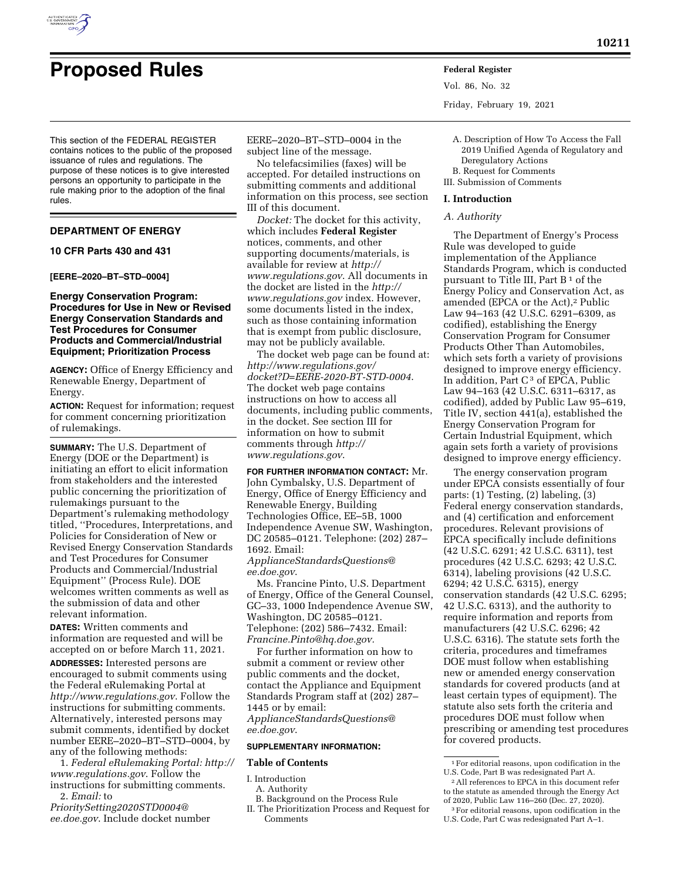# Proposed Rules

This section of the FEDERAL REGISTER contains notices to the public of the proposed issuance of rules and regulations. The purpose of these notices is to give interested persons an opportunity to participate in the rule making prior to the adoption of the final rules.

## DEPARTMENT OF ENERGY

### 10 CFR Parts 430 and 431

**[EERE–2020–BT–STD–0004]**

### Energy Conservation Program: Procedures for Use in New or Revised Energy Conservation Standards and Test Procedures for Consumer Products and Commercial/Industrial Equipment; Prioritization Process

**AGENCY:** Office of Energy Efficiency and Renewable Energy, Department of Energy.

**ACTION:** Request for information; request for comment concerning prioritization of rulemakings.

**SUMMARY:** The U.S. Department of Energy (DOE or the Department) is initiating an effort to elicit information from stakeholders and the interested public concerning the prioritization of rulemakings pursuant to the Department's rulemaking methodology titled, ''Procedures, Interpretations, and Policies for Consideration of New or Revised Energy Conservation Standards and Test Procedures for Consumer Products and Commercial/Industrial Equipment'' (Process Rule). DOE welcomes written comments as well as the submission of data and other relevant information.

**DATES:** Written comments and information are requested and will be accepted on or before March 11, 2021.

**ADDRESSES:** Interested persons are encouraged to submit comments using the Federal eRulemaking Portal at *http://www.regulations.gov*. Follow the instructions for submitting comments. Alternatively, interested persons may submit comments, identified by docket number EERE–2020–BT–STD–0004, by any of the following methods:

1. *Federal eRulemaking Portal: http://www.regulations.gov*. Follow the instructions for submitting comments.
2. *Email:* to *PrioritySetting2020STD0004@ee.doe.gov*. Include docket number EERE–2020–BT–STD–0004 in the subject line of the message.

No telefacsimilies (faxes) will be accepted. For detailed instructions on submitting comments and additional information on this process, see section III of this document.

*Docket:* The docket for this activity, which includes **Federal Register** notices, comments, and other supporting documents/materials, is available for review at *http://www.regulations.gov*. All documents in the docket are listed in the *http://www.regulations.gov* index. However, some documents listed in the index, such as those containing information that is exempt from public disclosure, may not be publicly available.

The docket web page can be found at: *http://www.regulations.gov/docket?D=EERE-2020-BT-STD-0004*. The docket web page contains instructions on how to access all documents, including public comments, in the docket. See section III for information on how to submit comments through *http://www.regulations.gov*.

**FOR FURTHER INFORMATION CONTACT:** Mr. John Cymbalsky, U.S. Department of Energy, Office of Energy Efficiency and Renewable Energy, Building Technologies Office, EE–5B, 1000 Independence Avenue SW, Washington, DC 20585–0121. Telephone: (202) 287–1692. Email: *ApplianceStandardsQuestions@ee.doe.gov*.

Ms. Francine Pinto, U.S. Department of Energy, Office of the General Counsel, GC–33, 1000 Independence Avenue SW, Washington, DC 20585–0121. Telephone: (202) 586–7432. Email: *Francine.Pinto@hq.doe.gov*.

For further information on how to submit a comment or review other public comments and the docket, contact the Appliance and Equipment Standards Program staff at (202) 287–1445 or by email: *ApplianceStandardsQuestions@ee.doe.gov*.

**SUPPLEMENTARY INFORMATION:**

**Table of Contents**

I. Introduction
- A. Authority
- B. Background on the Process Rule

II. The Prioritization Process and Request for Comments
- A. Description of How To Access the Fall 2019 Unified Agenda of Regulatory and Deregulatory Actions
- B. Request for Comments

III. Submission of Comments

## I. Introduction

### A. Authority

The Department of Energy's Process Rule was developed to guide implementation of the Appliance Standards Program, which is conducted pursuant to Title III, Part B [1] of the Energy Policy and Conservation Act, as amended (EPCA or the Act),[2] Public Law 94–163 (42 U.S.C. 6291–6309, as codified), establishing the Energy Conservation Program for Consumer Products Other Than Automobiles, which sets forth a variety of provisions designed to improve energy efficiency. In addition, Part C [3] of EPCA, Public Law 94–163 (42 U.S.C. 6311–6317, as codified), added by Public Law 95–619, Title IV, section 441(a), established the Energy Conservation Program for Certain Industrial Equipment, which again sets forth a variety of provisions designed to improve energy efficiency.

The energy conservation program under EPCA consists essentially of four parts: (1) Testing, (2) labeling, (3) Federal energy conservation standards, and (4) certification and enforcement procedures. Relevant provisions of EPCA specifically include definitions (42 U.S.C. 6291; 42 U.S.C. 6311), test procedures (42 U.S.C. 6293; 42 U.S.C. 6314), labeling provisions (42 U.S.C. 6294; 42 U.S.C. 6315), energy conservation standards (42 U.S.C. 6295; 42 U.S.C. 6313), and the authority to require information and reports from manufacturers (42 U.S.C. 6296; 42 U.S.C. 6316). The statute sets forth the criteria, procedures and timeframes DOE must follow when establishing new or amended energy conservation standards for covered products (and at least certain types of equipment). The statute also sets forth the criteria and procedures DOE must follow when prescribing or amending test procedures for covered products.

[1] For editorial reasons, upon codification in the U.S. Code, Part B was redesignated Part A.

[2] All references to EPCA in this document refer to the statute as amended through the Energy Act of 2020, Public Law 116–260 (Dec. 27, 2020).

[3] For editorial reasons, upon codification in the U.S. Code, Part C was redesignated Part A–1.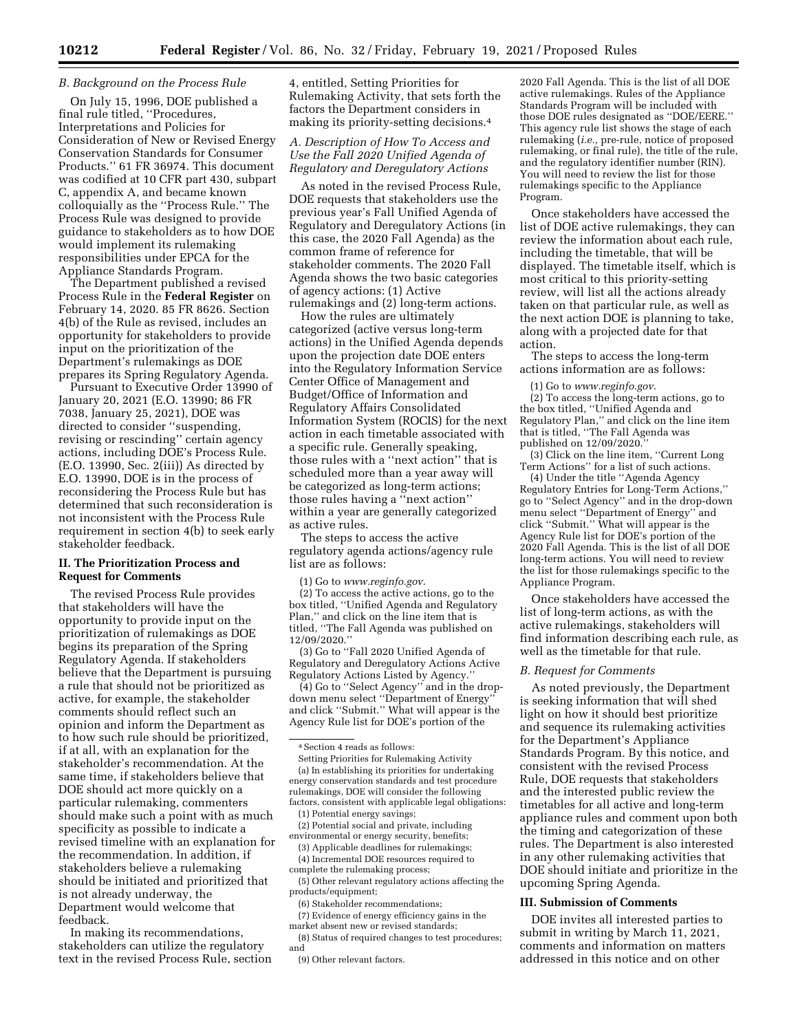### B. Background on the Process Rule

On July 15, 1996, DOE published a final rule titled, ''Procedures, Interpretations and Policies for Consideration of New or Revised Energy Conservation Standards for Consumer Products.'' 61 FR 36974. This document was codified at 10 CFR part 430, subpart C, appendix A, and became known colloquially as the ''Process Rule.'' The Process Rule was designed to provide guidance to stakeholders as to how DOE would implement its rulemaking responsibilities under EPCA for the Appliance Standards Program.

The Department published a revised Process Rule in the **Federal Register** on February 14, 2020. 85 FR 8626. Section 4(b) of the Rule as revised, includes an opportunity for stakeholders to provide input on the prioritization of the Department's rulemakings as DOE prepares its Spring Regulatory Agenda.

Pursuant to Executive Order 13990 of January 20, 2021 (E.O. 13990; 86 FR 7038, January 25, 2021), DOE was directed to consider ''suspending, revising or rescinding'' certain agency actions, including DOE's Process Rule. (E.O. 13990, Sec. 2(iii)) As directed by E.O. 13990, DOE is in the process of reconsidering the Process Rule but has determined that such reconsideration is not inconsistent with the Process Rule requirement in section 4(b) to seek early stakeholder feedback.

## II. The Prioritization Process and Request for Comments

The revised Process Rule provides that stakeholders will have the opportunity to provide input on the prioritization of rulemakings as DOE begins its preparation of the Spring Regulatory Agenda. If stakeholders believe that the Department is pursuing a rule that should not be prioritized as active, for example, the stakeholder comments should reflect such an opinion and inform the Department as to how such rule should be prioritized, if at all, with an explanation for the stakeholder's recommendation. At the same time, if stakeholders believe that DOE should act more quickly on a particular rulemaking, commenters should make such a point with as much specificity as possible to indicate a revised timeline with an explanation for the recommendation. In addition, if stakeholders believe a rulemaking should be initiated and prioritized that is not already underway, the Department would welcome that feedback.

In making its recommendations, stakeholders can utilize the regulatory text in the revised Process Rule, section 4, entitled, Setting Priorities for Rulemaking Activity, that sets forth the factors the Department considers in making its priority-setting decisions.[4]

### A. Description of How To Access and Use the Fall 2020 Unified Agenda of Regulatory and Deregulatory Actions

As noted in the revised Process Rule, DOE requests that stakeholders use the previous year's Fall Unified Agenda of Regulatory and Deregulatory Actions (in this case, the 2020 Fall Agenda) as the common frame of reference for stakeholder comments. The 2020 Fall Agenda shows the two basic categories of agency actions: (1) Active rulemakings and (2) long-term actions.

How the rules are ultimately categorized (active versus long-term actions) in the Unified Agenda depends upon the projection date DOE enters into the Regulatory Information Service Center Office of Management and Budget/Office of Information and Regulatory Affairs Consolidated Information System (ROCIS) for the next action in each timetable associated with a specific rule. Generally speaking, those rules with a ''next action'' that is scheduled more than a year away will be categorized as long-term actions; those rules having a ''next action'' within a year are generally categorized as active rules.

The steps to access the active regulatory agenda actions/agency rule list are as follows:

(1) Go to *www.reginfo.gov*.

(2) To access the active actions, go to the box titled, ''Unified Agenda and Regulatory Plan,'' and click on the line item that is titled, ''The Fall Agenda was published on 12/09/2020.''

(3) Go to ''Fall 2020 Unified Agenda of Regulatory and Deregulatory Actions Active Regulatory Actions Listed by Agency.''

(4) Go to ''Select Agency'' and in the drop-down menu select ''Department of Energy'' and click ''Submit.'' What will appear is the Agency Rule list for DOE's portion of the 2020 Fall Agenda. This is the list of all DOE active rulemakings. Rules of the Appliance Standards Program will be included with those DOE rules designated as ''DOE/EERE.'' This agency rule list shows the stage of each rulemaking (*i.e.,* pre-rule, notice of proposed rulemaking, or final rule), the title of the rule, and the regulatory identifier number (RIN). You will need to review the list for those rulemakings specific to the Appliance Program.

Once stakeholders have accessed the list of DOE active rulemakings, they can review the information about each rule, including the timetable, that will be displayed. The timetable itself, which is most critical to this priority-setting review, will list all the actions already taken on that particular rule, as well as the next action DOE is planning to take, along with a projected date for that action.

The steps to access the long-term actions information are as follows:

(1) Go to *www.reginfo.gov*.

(2) To access the long-term actions, go to the box titled, ''Unified Agenda and Regulatory Plan,'' and click on the line item that is titled, ''The Fall Agenda was published on 12/09/2020.''

(3) Click on the line item, ''Current Long Term Actions'' for a list of such actions.

(4) Under the title ''Agenda Agency Regulatory Entries for Long-Term Actions,'' go to ''Select Agency'' and in the drop-down menu select ''Department of Energy'' and click ''Submit.'' What will appear is the Agency Rule list for DOE's portion of the 2020 Fall Agenda. This is the list of all DOE long-term actions. You will need to review the list for those rulemakings specific to the Appliance Program.

Once stakeholders have accessed the list of long-term actions, as with the active rulemakings, stakeholders will find information describing each rule, as well as the timetable for that rule.

### B. Request for Comments

As noted previously, the Department is seeking information that will shed light on how it should best prioritize and sequence its rulemaking activities for the Department's Appliance Standards Program. By this notice, and consistent with the revised Process Rule, DOE requests that stakeholders and the interested public review the timetables for all active and long-term appliance rules and comment upon both the timing and categorization of these rules. The Department is also interested in any other rulemaking activities that DOE should initiate and prioritize in the upcoming Spring Agenda.

## III. Submission of Comments

DOE invites all interested parties to submit in writing by March 11, 2021, comments and information on matters addressed in this notice and on other

---

[4] Section 4 reads as follows:

Setting Priorities for Rulemaking Activity

(a) In establishing its priorities for undertaking energy conservation standards and test procedure rulemakings, DOE will consider the following factors, consistent with applicable legal obligations:

(1) Potential energy savings;

(2) Potential social and private, including environmental or energy security, benefits;

(3) Applicable deadlines for rulemakings;

(4) Incremental DOE resources required to complete the rulemaking process;

(5) Other relevant regulatory actions affecting the products/equipment;

(6) Stakeholder recommendations;

(7) Evidence of energy efficiency gains in the market absent new or revised standards;

(8) Status of required changes to test procedures; and

(9) Other relevant factors.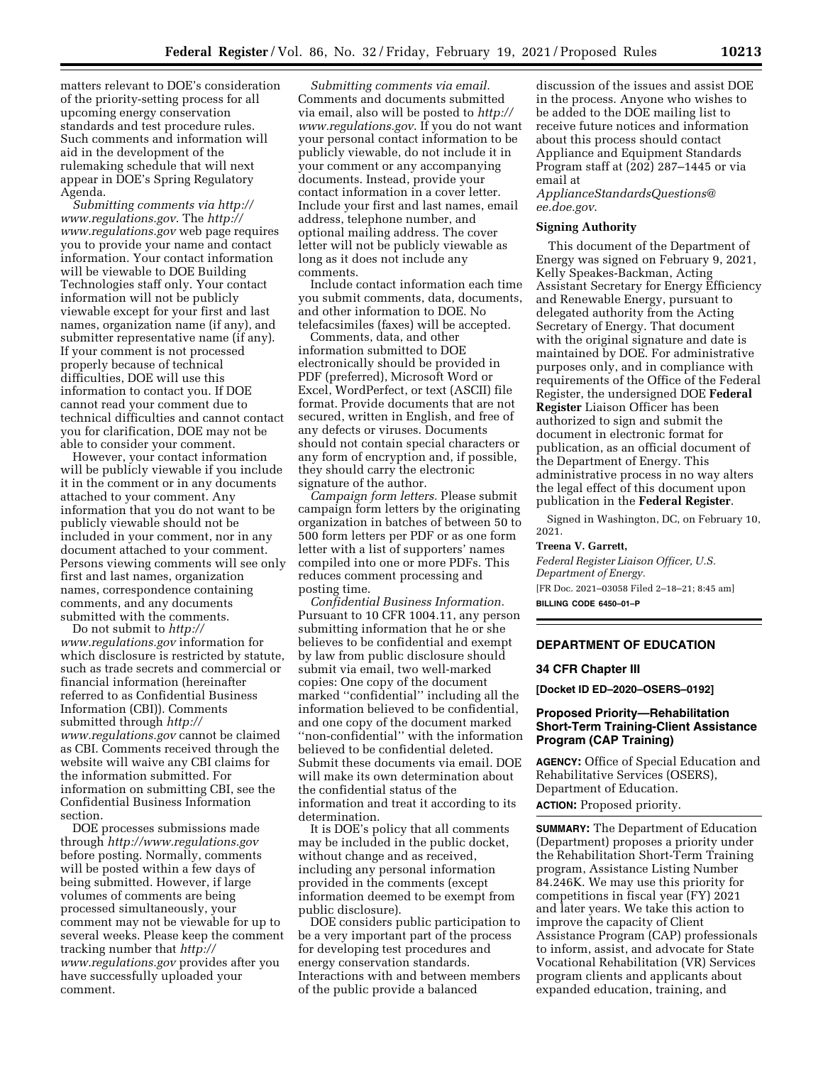matters relevant to DOE's consideration of the priority-setting process for all upcoming energy conservation standards and test procedure rules. Such comments and information will aid in the development of the rulemaking schedule that will next appear in DOE's Spring Regulatory Agenda.

*Submitting comments via http://www.regulations.gov*. The *http://www.regulations.gov* web page requires you to provide your name and contact information. Your contact information will be viewable to DOE Building Technologies staff only. Your contact information will not be publicly viewable except for your first and last names, organization name (if any), and submitter representative name (if any). If your comment is not processed properly because of technical difficulties, DOE will use this information to contact you. If DOE cannot read your comment due to technical difficulties and cannot contact you for clarification, DOE may not be able to consider your comment.

However, your contact information will be publicly viewable if you include it in the comment or in any documents attached to your comment. Any information that you do not want to be publicly viewable should not be included in your comment, nor in any document attached to your comment. Persons viewing comments will see only first and last names, organization names, correspondence containing comments, and any documents submitted with the comments.

Do not submit to *http://www.regulations.gov* information for which disclosure is restricted by statute, such as trade secrets and commercial or financial information (hereinafter referred to as Confidential Business Information (CBI)). Comments submitted through *http://www.regulations.gov* cannot be claimed as CBI. Comments received through the website will waive any CBI claims for the information submitted. For information on submitting CBI, see the Confidential Business Information section.

DOE processes submissions made through *http://www.regulations.gov* before posting. Normally, comments will be posted within a few days of being submitted. However, if large volumes of comments are being processed simultaneously, your comment may not be viewable for up to several weeks. Please keep the comment tracking number that *http://www.regulations.gov* provides after you have successfully uploaded your comment.

*Submitting comments via email.* Comments and documents submitted via email, also will be posted to *http://www.regulations.gov*. If you do not want your personal contact information to be publicly viewable, do not include it in your comment or any accompanying documents. Instead, provide your contact information in a cover letter. Include your first and last names, email address, telephone number, and optional mailing address. The cover letter will not be publicly viewable as long as it does not include any comments.

Include contact information each time you submit comments, data, documents, and other information to DOE. No telefacsimiles (faxes) will be accepted.

Comments, data, and other information submitted to DOE electronically should be provided in PDF (preferred), Microsoft Word or Excel, WordPerfect, or text (ASCII) file format. Provide documents that are not secured, written in English, and free of any defects or viruses. Documents should not contain special characters or any form of encryption and, if possible, they should carry the electronic signature of the author.

*Campaign form letters.* Please submit campaign form letters by the originating organization in batches of between 50 to 500 form letters per PDF or as one form letter with a list of supporters' names compiled into one or more PDFs. This reduces comment processing and posting time.

*Confidential Business Information.* Pursuant to 10 CFR 1004.11, any person submitting information that he or she believes to be confidential and exempt by law from public disclosure should submit via email, two well-marked copies: One copy of the document marked "confidential" including all the information believed to be confidential, and one copy of the document marked "non-confidential" with the information believed to be confidential deleted. Submit these documents via email. DOE will make its own determination about the confidential status of the information and treat it according to its determination.

It is DOE's policy that all comments may be included in the public docket, without change and as received, including any personal information provided in the comments (except information deemed to be exempt from public disclosure).

DOE considers public participation to be a very important part of the process for developing test procedures and energy conservation standards. Interactions with and between members of the public provide a balanced discussion of the issues and assist DOE in the process. Anyone who wishes to be added to the DOE mailing list to receive future notices and information about this process should contact Appliance and Equipment Standards Program staff at (202) 287–1445 or via email at *ApplianceStandardsQuestions@ee.doe.gov*.

**Signing Authority**

This document of the Department of Energy was signed on February 9, 2021, Kelly Speakes-Backman, Acting Assistant Secretary for Energy Efficiency and Renewable Energy, pursuant to delegated authority from the Acting Secretary of Energy. That document with the original signature and date is maintained by DOE. For administrative purposes only, and in compliance with requirements of the Office of the Federal Register, the undersigned DOE **Federal Register** Liaison Officer has been authorized to sign and submit the document in electronic format for publication, as an official document of the Department of Energy. This administrative process in no way alters the legal effect of this document upon publication in the **Federal Register**.

Signed in Washington, DC, on February 10, 2021.

**Treena V. Garrett,**

*Federal Register Liaison Officer, U.S. Department of Energy.*

[FR Doc. 2021–03058 Filed 2–18–21; 8:45 am]

**BILLING CODE 6450–01–P**

---

## DEPARTMENT OF EDUCATION

### 34 CFR Chapter III

**[Docket ID ED–2020–OSERS–0192]**

### Proposed Priority—Rehabilitation Short-Term Training-Client Assistance Program (CAP Training)

**AGENCY:** Office of Special Education and Rehabilitative Services (OSERS), Department of Education.

**ACTION:** Proposed priority.

**SUMMARY:** The Department of Education (Department) proposes a priority under the Rehabilitation Short-Term Training program, Assistance Listing Number 84.246K. We may use this priority for competitions in fiscal year (FY) 2021 and later years. We take this action to improve the capacity of Client Assistance Program (CAP) professionals to inform, assist, and advocate for State Vocational Rehabilitation (VR) Services program clients and applicants about expanded education, training, and